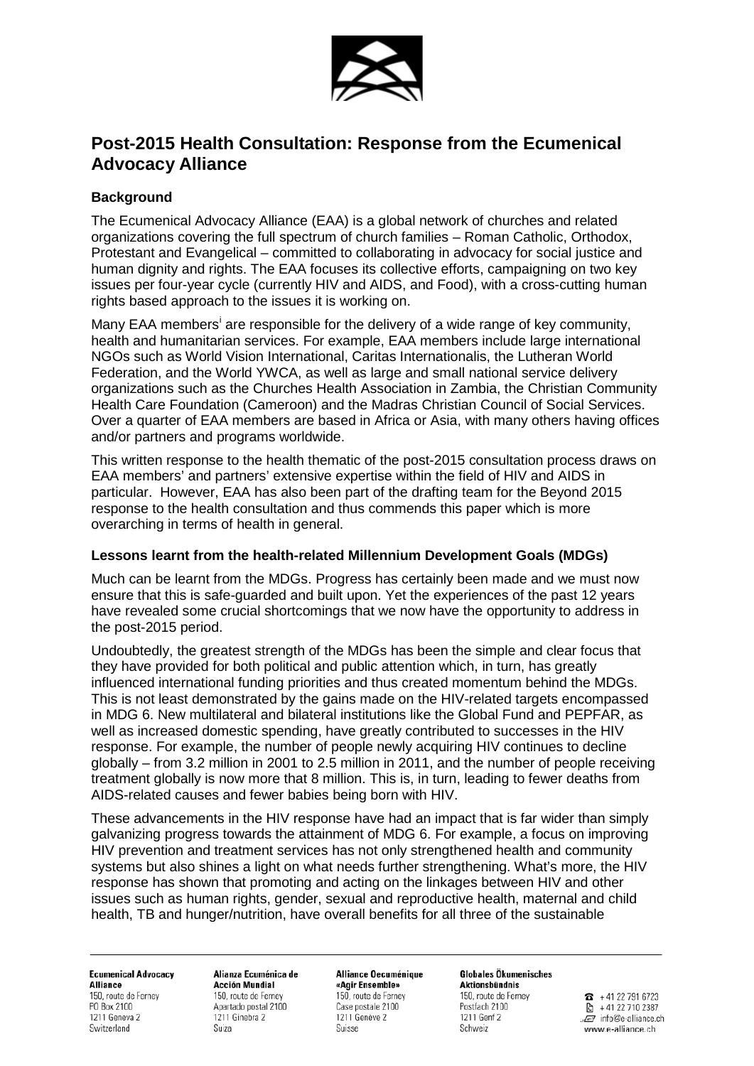# Post-2015 Health Consultation: Response from the Ecumenical Advocacy Alliance

## Background

The Ecumenical Advocacy Alliance (EAA) is a global network of churches and related organizations covering the full spectrum of church families – Roman Catholic, Orthodox, Protestant and Evangelical – committed to collaborating in advocacy for social justice and human dignity and rights. The EAA focuses its collective efforts, campaigning on two key issues per four-year cycle (currently HIV and AIDS, and Food), with a cross-cutting human rights based approach to the issues it is working on.

Many EAA members[i] are responsible for the delivery of a wide range of key community, health and humanitarian services. For example, EAA members include large international NGOs such as World Vision International, Caritas Internationalis, the Lutheran World Federation, and the World YWCA, as well as large and small national service delivery organizations such as the Churches Health Association in Zambia, the Christian Community Health Care Foundation (Cameroon) and the Madras Christian Council of Social Services. Over a quarter of EAA members are based in Africa or Asia, with many others having offices and/or partners and programs worldwide.

This written response to the health thematic of the post-2015 consultation process draws on EAA members' and partners' extensive expertise within the field of HIV and AIDS in particular. However, EAA has also been part of the drafting team for the Beyond 2015 response to the health consultation and thus commends this paper which is more overarching in terms of health in general.

## Lessons learnt from the health-related Millennium Development Goals (MDGs)

Much can be learnt from the MDGs. Progress has certainly been made and we must now ensure that this is safe-guarded and built upon. Yet the experiences of the past 12 years have revealed some crucial shortcomings that we now have the opportunity to address in the post-2015 period.

Undoubtedly, the greatest strength of the MDGs has been the simple and clear focus that they have provided for both political and public attention which, in turn, has greatly influenced international funding priorities and thus created momentum behind the MDGs. This is not least demonstrated by the gains made on the HIV-related targets encompassed in MDG 6. New multilateral and bilateral institutions like the Global Fund and PEPFAR, as well as increased domestic spending, have greatly contributed to successes in the HIV response. For example, the number of people newly acquiring HIV continues to decline globally – from 3.2 million in 2001 to 2.5 million in 2011, and the number of people receiving treatment globally is now more that 8 million. This is, in turn, leading to fewer deaths from AIDS-related causes and fewer babies being born with HIV.

These advancements in the HIV response have had an impact that is far wider than simply galvanizing progress towards the attainment of MDG 6. For example, a focus on improving HIV prevention and treatment services has not only strengthened health and community systems but also shines a light on what needs further strengthening. What's more, the HIV response has shown that promoting and acting on the linkages between HIV and other issues such as human rights, gender, sexual and reproductive health, maternal and child health, TB and hunger/nutrition, have overall benefits for all three of the sustainable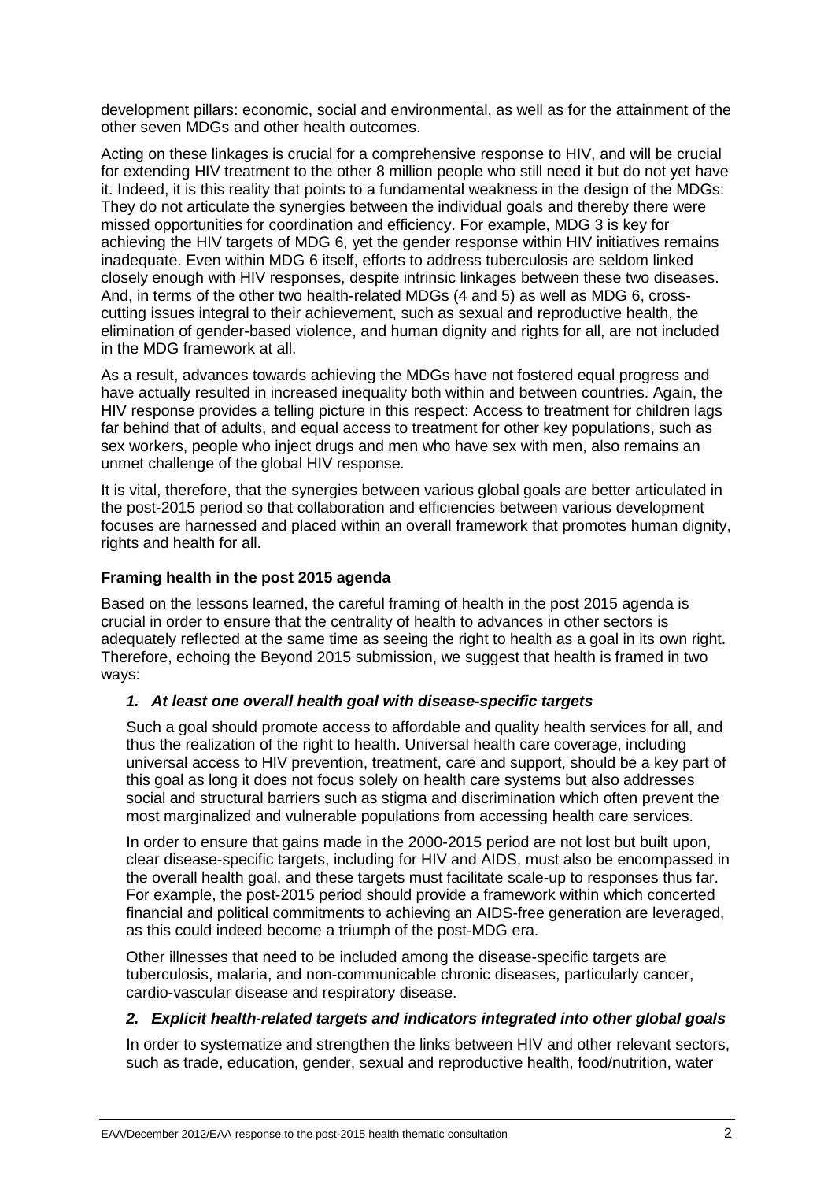development pillars: economic, social and environmental, as well as for the attainment of the other seven MDGs and other health outcomes.

Acting on these linkages is crucial for a comprehensive response to HIV, and will be crucial for extending HIV treatment to the other 8 million people who still need it but do not yet have it. Indeed, it is this reality that points to a fundamental weakness in the design of the MDGs: They do not articulate the synergies between the individual goals and thereby there were missed opportunities for coordination and efficiency. For example, MDG 3 is key for achieving the HIV targets of MDG 6, yet the gender response within HIV initiatives remains inadequate. Even within MDG 6 itself, efforts to address tuberculosis are seldom linked closely enough with HIV responses, despite intrinsic linkages between these two diseases. And, in terms of the other two health-related MDGs (4 and 5) as well as MDG 6, cross-cutting issues integral to their achievement, such as sexual and reproductive health, the elimination of gender-based violence, and human dignity and rights for all, are not included in the MDG framework at all.

As a result, advances towards achieving the MDGs have not fostered equal progress and have actually resulted in increased inequality both within and between countries. Again, the HIV response provides a telling picture in this respect: Access to treatment for children lags far behind that of adults, and equal access to treatment for other key populations, such as sex workers, people who inject drugs and men who have sex with men, also remains an unmet challenge of the global HIV response.

It is vital, therefore, that the synergies between various global goals are better articulated in the post-2015 period so that collaboration and efficiencies between various development focuses are harnessed and placed within an overall framework that promotes human dignity, rights and health for all.

**Framing health in the post 2015 agenda**

Based on the lessons learned, the careful framing of health in the post 2015 agenda is crucial in order to ensure that the centrality of health to advances in other sectors is adequately reflected at the same time as seeing the right to health as a goal in its own right. Therefore, echoing the Beyond 2015 submission, we suggest that health is framed in two ways:

***1. At least one overall health goal with disease-specific targets***

Such a goal should promote access to affordable and quality health services for all, and thus the realization of the right to health. Universal health care coverage, including universal access to HIV prevention, treatment, care and support, should be a key part of this goal as long it does not focus solely on health care systems but also addresses social and structural barriers such as stigma and discrimination which often prevent the most marginalized and vulnerable populations from accessing health care services.

In order to ensure that gains made in the 2000-2015 period are not lost but built upon, clear disease-specific targets, including for HIV and AIDS, must also be encompassed in the overall health goal, and these targets must facilitate scale-up to responses thus far. For example, the post-2015 period should provide a framework within which concerted financial and political commitments to achieving an AIDS-free generation are leveraged, as this could indeed become a triumph of the post-MDG era.

Other illnesses that need to be included among the disease-specific targets are tuberculosis, malaria, and non-communicable chronic diseases, particularly cancer, cardio-vascular disease and respiratory disease.

***2. Explicit health-related targets and indicators integrated into other global goals***

In order to systematize and strengthen the links between HIV and other relevant sectors, such as trade, education, gender, sexual and reproductive health, food/nutrition, water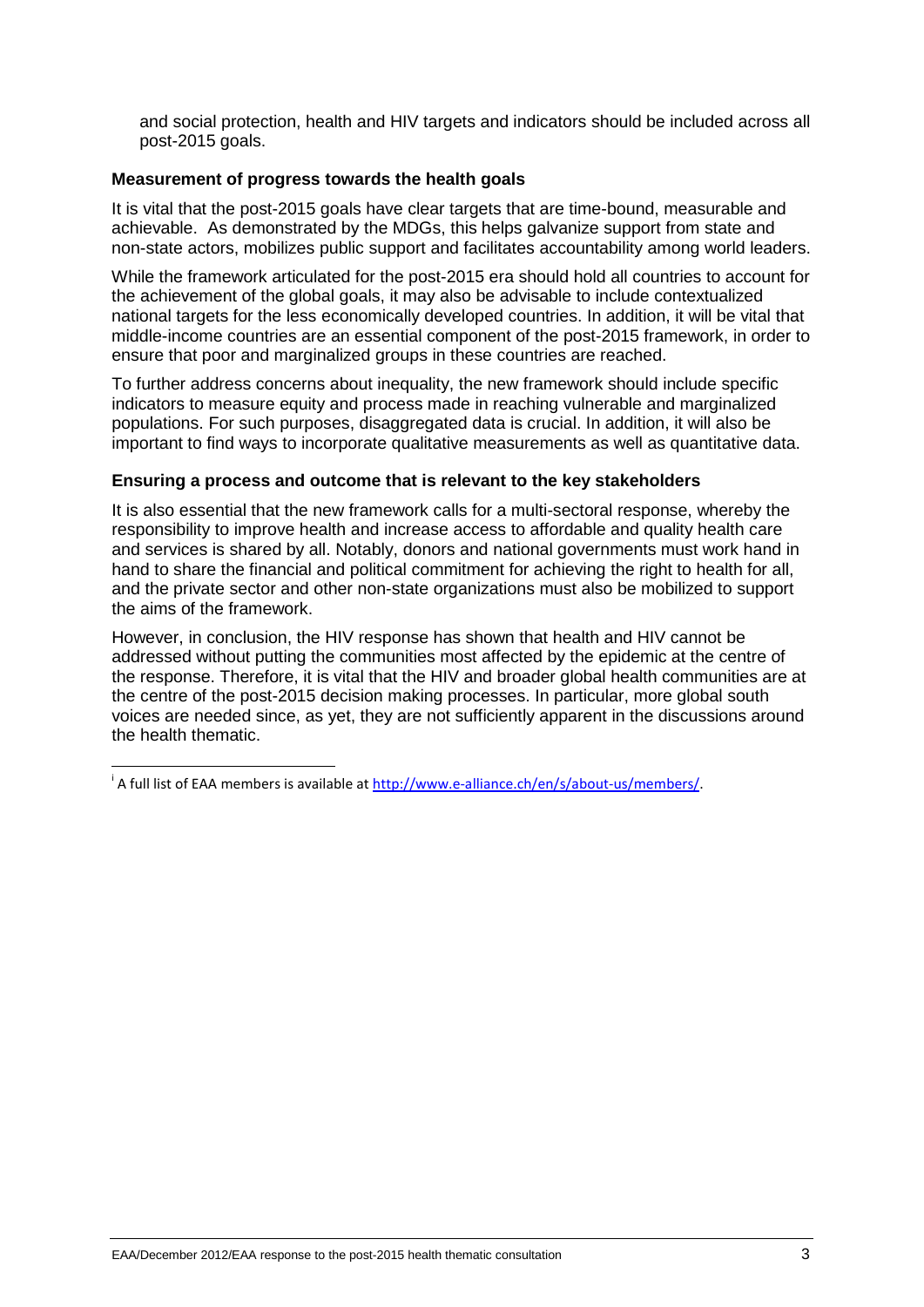and social protection, health and HIV targets and indicators should be included across all post-2015 goals.

**Measurement of progress towards the health goals**

It is vital that the post-2015 goals have clear targets that are time-bound, measurable and achievable. As demonstrated by the MDGs, this helps galvanize support from state and non-state actors, mobilizes public support and facilitates accountability among world leaders.

While the framework articulated for the post-2015 era should hold all countries to account for the achievement of the global goals, it may also be advisable to include contextualized national targets for the less economically developed countries. In addition, it will be vital that middle-income countries are an essential component of the post-2015 framework, in order to ensure that poor and marginalized groups in these countries are reached.

To further address concerns about inequality, the new framework should include specific indicators to measure equity and process made in reaching vulnerable and marginalized populations. For such purposes, disaggregated data is crucial. In addition, it will also be important to find ways to incorporate qualitative measurements as well as quantitative data.

**Ensuring a process and outcome that is relevant to the key stakeholders**

It is also essential that the new framework calls for a multi-sectoral response, whereby the responsibility to improve health and increase access to affordable and quality health care and services is shared by all. Notably, donors and national governments must work hand in hand to share the financial and political commitment for achieving the right to health for all, and the private sector and other non-state organizations must also be mobilized to support the aims of the framework.

However, in conclusion, the HIV response has shown that health and HIV cannot be addressed without putting the communities most affected by the epidemic at the centre of the response. Therefore, it is vital that the HIV and broader global health communities are at the centre of the post-2015 decision making processes. In particular, more global south voices are needed since, as yet, they are not sufficiently apparent in the discussions around the health thematic.

---

[i] A full list of EAA members is available at http://www.e-alliance.ch/en/s/about-us/members/.